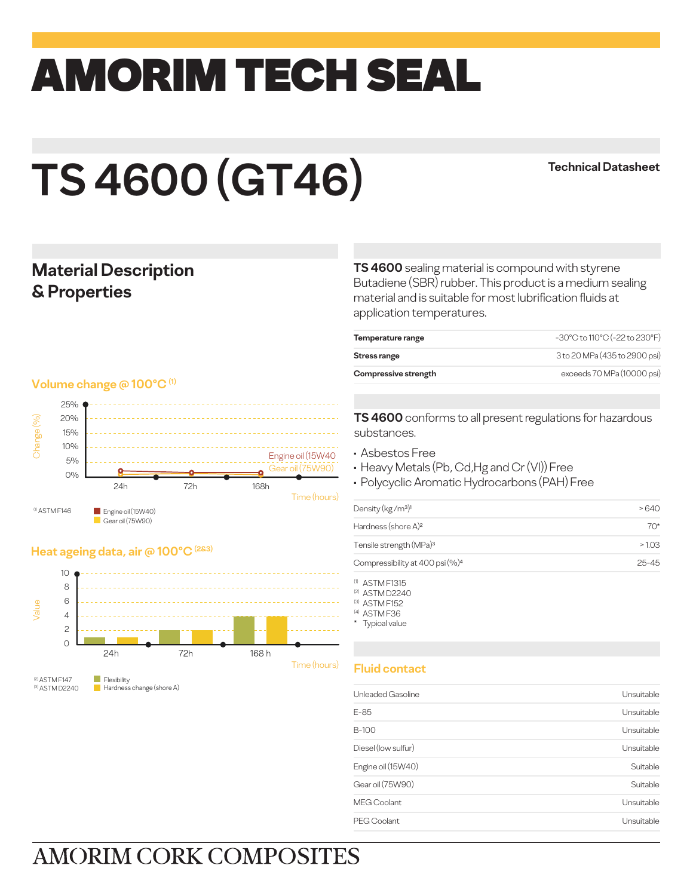# AMORIM TECH SEAL

# TS 4600 (GT46)

Technical Datasheet

## Material Description & Properties

**TS 4600** sealing material is compound with styrene Butadiene (SBR) rubber. This product is a medium sealing material and is suitable for most lubrification fluids at application temperatures.

| | |
|---|---|
| **Temperature range** | -30°C to 110°C (-22 to 230°F) |
| **Stress range** | 3 to 20 MPa (435 to 2900 psi) |
| **Compressive strength** | exceeds 70 MPa (10000 psi) |

### Volume change @ 100°C (1)

Change (%): 0%, 5%, 10%, 15%, 20%, 25%

Time (hours): 24h, 72h, 168h

Engine oil (15W40)
Gear oil (75W90)

(1) ASTM F146

### Heat ageing data, air @ 100°C (2&3)

Value: 0, 2, 4, 6, 8, 10

Time (hours): 24h, 72h, 168 h

Flexibility
Hardness change (shore A)

(2) ASTM F147
(3) ASTM D2240

**TS 4600** conforms to all present regulations for hazardous substances.

- Asbestos Free
- Heavy Metals (Pb, Cd,Hg and Cr (VI)) Free
- Polycyclic Aromatic Hydrocarbons (PAH) Free

| | |
|---|---|
| Density (kg /m³)[1] | > 640 |
| Hardness (shore A)[2] | 70* |
| Tensile strength (MPa)[3] | > 1.03 |
| Compressibility at 400 psi (%)[4] | 25-45 |

(1) ASTM F1315
(2) ASTM D2240
(3) ASTM F152
(4) ASTM F36
\* Typical value

### Fluid contact

| | |
|---|---|
| Unleaded Gasoline | Unsuitable |
| E-85 | Unsuitable |
| B-100 | Unsuitable |
| Diesel (low sulfur) | Unsuitable |
| Engine oil (15W40) | Suitable |
| Gear oil (75W90) | Suitable |
| MEG Coolant | Unsuitable |
| PEG Coolant | Unsuitable |

AMORIM CORK COMPOSITES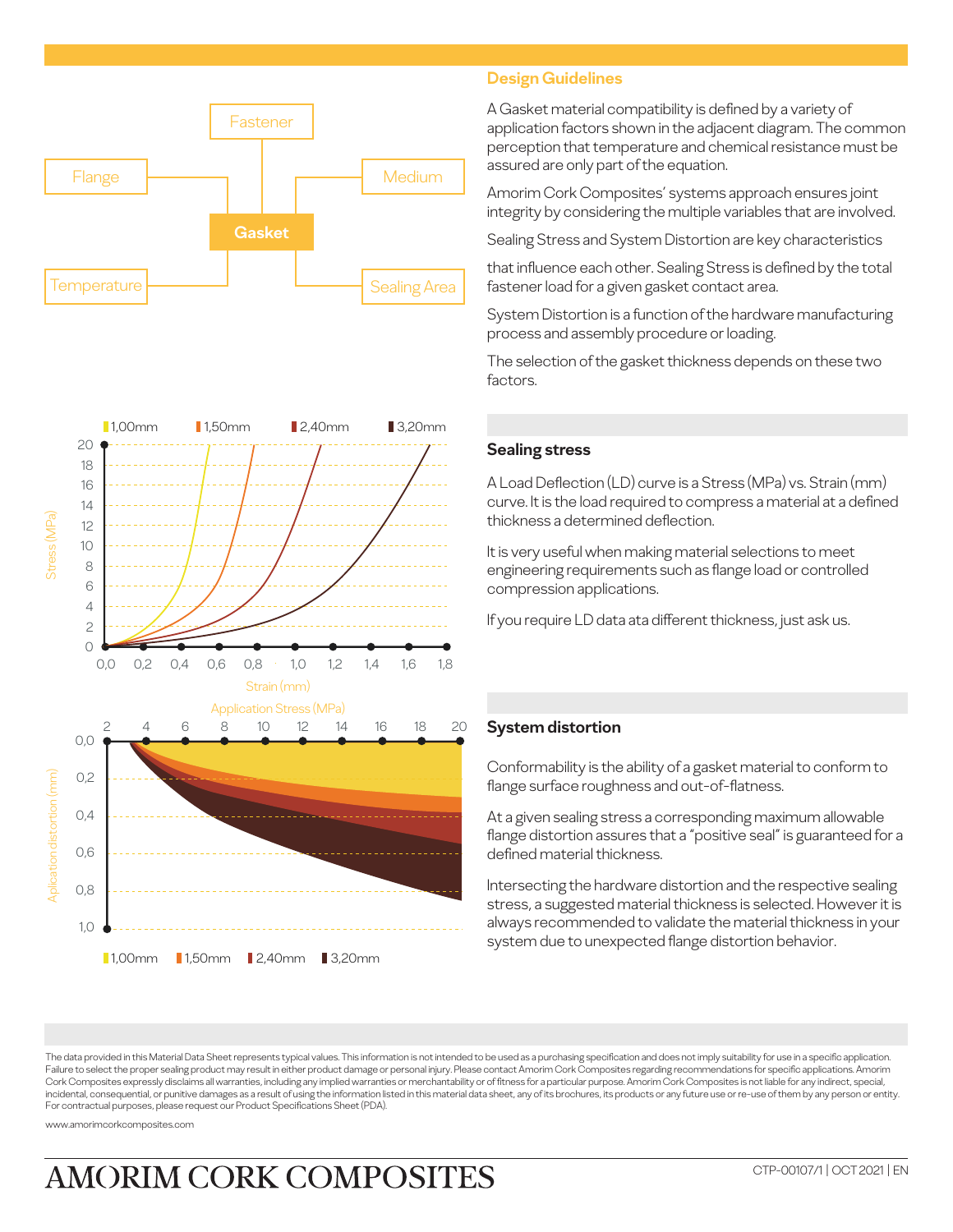Fastener

Flange

Medium

Gasket

Temperature

Sealing Area

## Design Guidelines

A Gasket material compatibility is defined by a variety of application factors shown in the adjacent diagram. The common perception that temperature and chemical resistance must be assured are only part of the equation.

Amorim Cork Composites' systems approach ensures joint integrity by considering the multiple variables that are involved.

Sealing Stress and System Distortion are key characteristics that influence each other. Sealing Stress is defined by the total fastener load for a given gasket contact area.

System Distortion is a function of the hardware manufacturing process and assembly procedure or loading.

The selection of the gasket thickness depends on these two factors.

1,00mm 1,50mm 2,40mm 3,20mm

Stress (MPa)

20 18 16 14 12 10 8 6 4 2 0

0,0 0,2 0,4 0,6 0,8 1,0 1,2 1,4 1,6 1,8

Strain (mm)

### Sealing stress

A Load Deflection (LD) curve is a Stress (MPa) vs. Strain (mm) curve. It is the load required to compress a material at a defined thickness a determined deflection.

It is very useful when making material selections to meet engineering requirements such as flange load or controlled compression applications.

If you require LD data ata different thickness, just ask us.

Application Stress (MPa)

2 4 6 8 10 12 14 16 18 20

Aplication distortion (mm)

0,0 0,2 0,4 0,6 0,8 1,0

1,00mm 1,50mm 2,40mm 3,20mm

### System distortion

Conformability is the ability of a gasket material to conform to flange surface roughness and out-of-flatness.

At a given sealing stress a corresponding maximum allowable flange distortion assures that a "positive seal" is guaranteed for a defined material thickness.

Intersecting the hardware distortion and the respective sealing stress, a suggested material thickness is selected. However it is always recommended to validate the material thickness in your system due to unexpected flange distortion behavior.

The data provided in this Material Data Sheet represents typical values. This information is not intended to be used as a purchasing specification and does not imply suitability for use in a specific application. Failure to select the proper sealing product may result in either product damage or personal injury. Please contact Amorim Cork Composites regarding recommendations for specific applications. Amorim Cork Composites expressly disclaims all warranties, including any implied warranties or merchantability or of fitness for a particular purpose. Amorim Cork Composites is not liable for any indirect, special, incidental, consequential, or punitive damages as a result of using the information listed in this material data sheet, any of its brochures, its products or any future use or re-use of them by any person or entity. For contractual purposes, please request our Product Specifications Sheet (PDA).

www.amorimcorkcomposites.com

AMORIM CORK COMPOSITES

CTP-00107/1 | OCT 2021 | EN